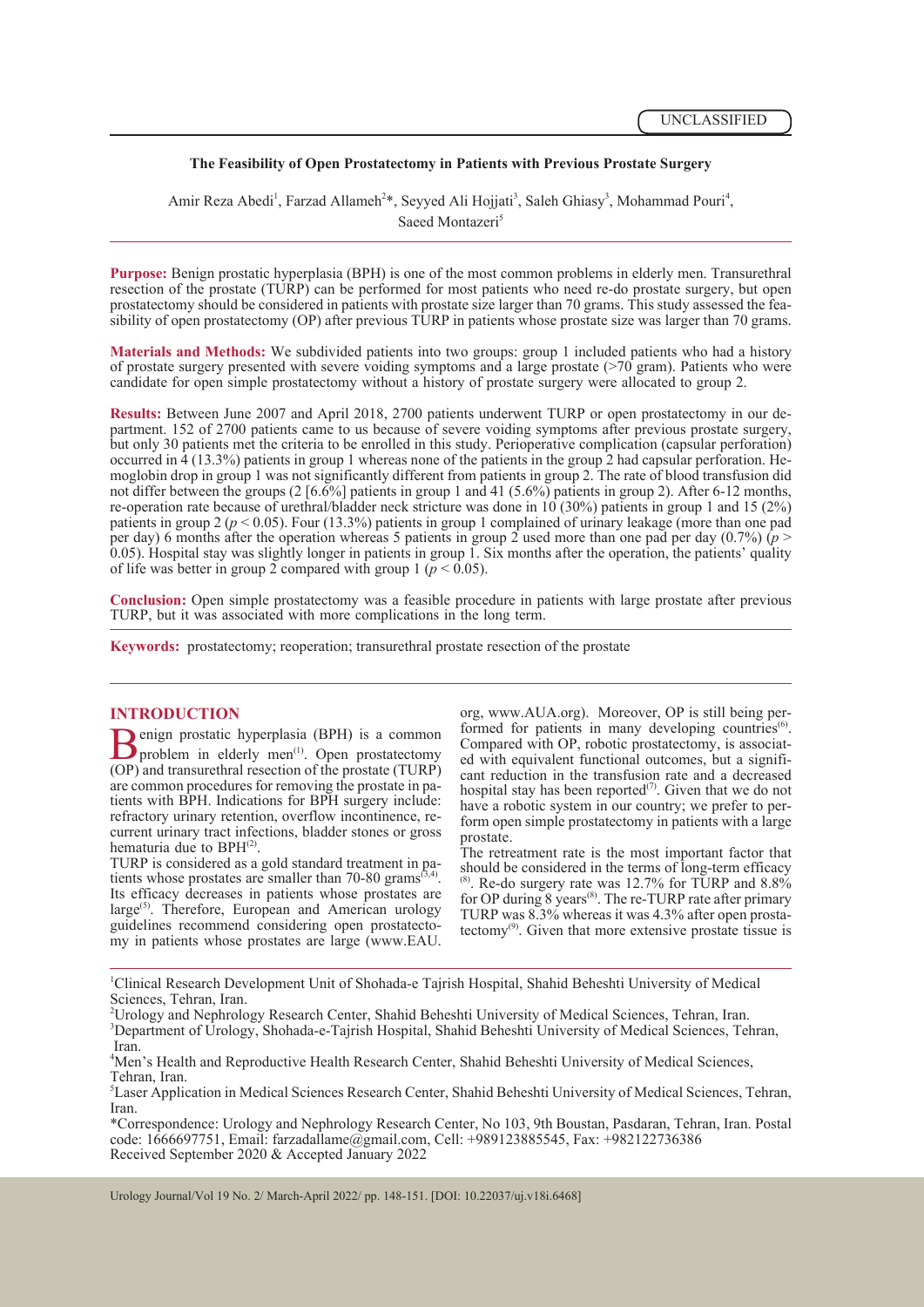UNCLASSIFIED

# The Feasibility of Open Prostatectomy in Patients with Previous Prostate Surgery

Amir Reza Abedi[1], Farzad Allameh[2]*, Seyyed Ali Hojjati[3], Saleh Ghiasy[3], Mohammad Pouri[4], Saeed Montazeri[5]

**Purpose:** Benign prostatic hyperplasia (BPH) is one of the most common problems in elderly men. Transurethral resection of the prostate (TURP) can be performed for most patients who need re-do prostate surgery, but open prostatectomy should be considered in patients with prostate size larger than 70 grams. This study assessed the feasibility of open prostatectomy (OP) after previous TURP in patients whose prostate size was larger than 70 grams.

**Materials and Methods:** We subdivided patients into two groups: group 1 included patients who had a history of prostate surgery presented with severe voiding symptoms and a large prostate (>70 gram). Patients who were candidate for open simple prostatectomy without a history of prostate surgery were allocated to group 2.

**Results:** Between June 2007 and April 2018, 2700 patients underwent TURP or open prostatectomy in our department. 152 of 2700 patients came to us because of severe voiding symptoms after previous prostate surgery, but only 30 patients met the criteria to be enrolled in this study. Perioperative complication (capsular perforation) occurred in 4 (13.3%) patients in group 1 whereas none of the patients in the group 2 had capsular perforation. Hemoglobin drop in group 1 was not significantly different from patients in group 2. The rate of blood transfusion did not differ between the groups (2 [6.6%] patients in group 1 and 41 (5.6%) patients in group 2). After 6-12 months, re-operation rate because of urethral/bladder neck stricture was done in 10 (30%) patients in group 1 and 15 (2%) patients in group 2 ($p < 0.05$). Four (13.3%) patients in group 1 complained of urinary leakage (more than one pad per day) 6 months after the operation whereas 5 patients in group 2 used more than one pad per day (0.7%) ($p > 0.05$). Hospital stay was slightly longer in patients in group 1. Six months after the operation, the patients' quality of life was better in group 2 compared with group 1 ($p < 0.05$).

**Conclusion:** Open simple prostatectomy was a feasible procedure in patients with large prostate after previous TURP, but it was associated with more complications in the long term.

**Keywords:** prostatectomy; reoperation; transurethral prostate resection of the prostate

## INTRODUCTION

Benign prostatic hyperplasia (BPH) is a common problem in elderly men[1]. Open prostatectomy (OP) and transurethral resection of the prostate (TURP) are common procedures for removing the prostate in patients with BPH. Indications for BPH surgery include: refractory urinary retention, overflow incontinence, recurrent urinary tract infections, bladder stones or gross hematuria due to BPH[2].

TURP is considered as a gold standard treatment in patients whose prostates are smaller than 70-80 grams[3,4]. Its efficacy decreases in patients whose prostates are large[5]. Therefore, European and American urology guidelines recommend considering open prostatectomy in patients whose prostates are large (www.EAU.org, www.AUA.org). Moreover, OP is still being performed for patients in many developing countries[6]. Compared with OP, robotic prostatectomy, is associated with equivalent functional outcomes, but a significant reduction in the transfusion rate and a decreased hospital stay has been reported[7]. Given that we do not have a robotic system in our country; we prefer to perform open simple prostatectomy in patients with a large prostate.

The retreatment rate is the most important factor that should be considered in the terms of long-term efficacy [8]. Re-do surgery rate was 12.7% for TURP and 8.8% for OP during 8 years[8]. The re-TURP rate after primary TURP was 8.3% whereas it was 4.3% after open prostatectomy[9]. Given that more extensive prostate tissue is

[1]Clinical Research Development Unit of Shohada-e Tajrish Hospital, Shahid Beheshti University of Medical Sciences, Tehran, Iran.
[2]Urology and Nephrology Research Center, Shahid Beheshti University of Medical Sciences, Tehran, Iran.
[3]Department of Urology, Shohada-e-Tajrish Hospital, Shahid Beheshti University of Medical Sciences, Tehran, Iran.
[4]Men's Health and Reproductive Health Research Center, Shahid Beheshti University of Medical Sciences, Tehran, Iran.
[5]Laser Application in Medical Sciences Research Center, Shahid Beheshti University of Medical Sciences, Tehran, Iran.
*Correspondence: Urology and Nephrology Research Center, No 103, 9th Boustan, Pasdaran, Tehran, Iran. Postal code: 1666697751, Email: farzadallame@gmail.com, Cell: +989123885545, Fax: +982122736386
Received September 2020 & Accepted January 2022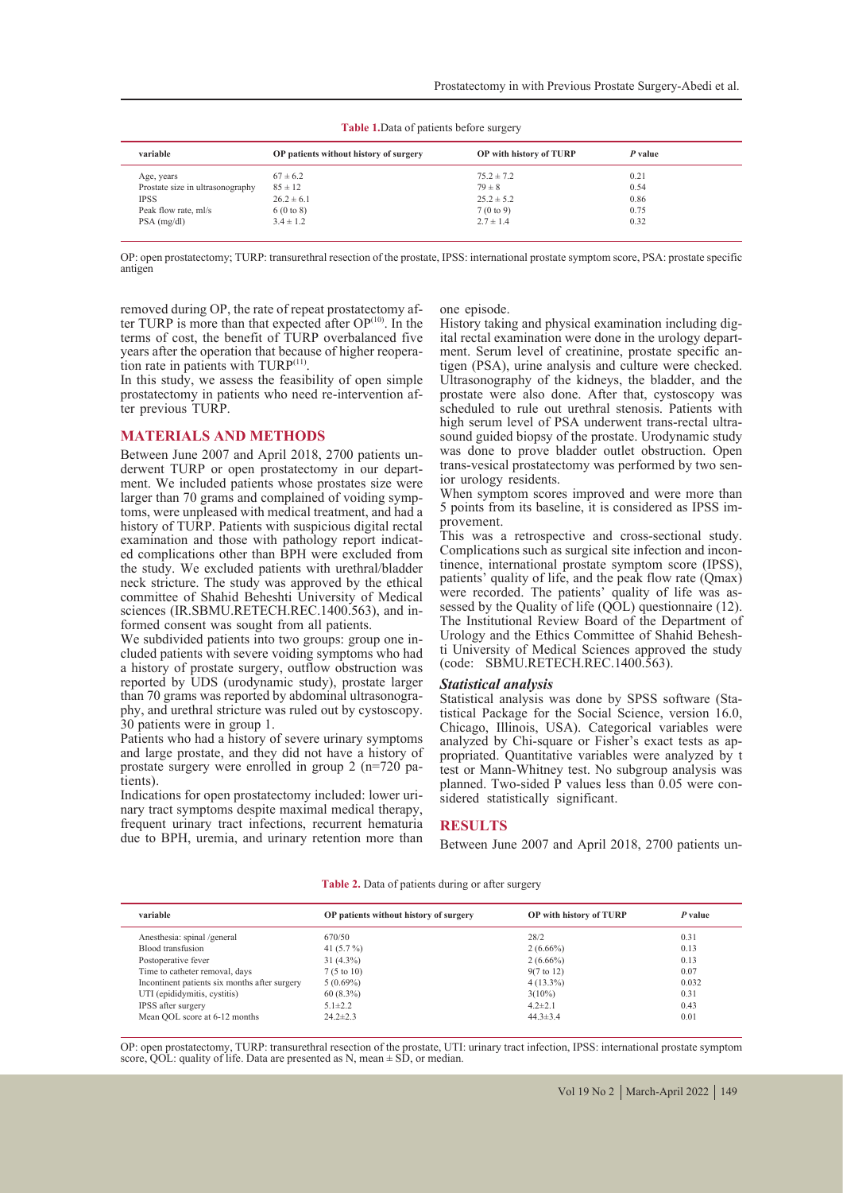**Table 1.** Data of patients before surgery

| variable | OP patients without history of surgery | OP with history of TURP | *P* value |
|---|---|---|---|
| Age, years | 67 ± 6.2 | 75.2 ± 7.2 | 0.21 |
| Prostate size in ultrasonography | 85 ± 12 | 79 ± 8 | 0.54 |
| IPSS | 26.2 ± 6.1 | 25.2 ± 5.2 | 0.86 |
| Peak flow rate, ml/s | 6 (0 to 8) | 7 (0 to 9) | 0.75 |
| PSA (mg/dl) | 3.4 ± 1.2 | 2.7 ± 1.4 | 0.32 |

OP: open prostatectomy; TURP: transurethral resection of the prostate, IPSS: international prostate symptom score, PSA: prostate specific antigen

removed during OP, the rate of repeat prostatectomy after TURP is more than that expected after OP[10]. In the terms of cost, the benefit of TURP overbalanced five years after the operation that because of higher reoperation rate in patients with TURP[11].

In this study, we assess the feasibility of open simple prostatectomy in patients who need re-intervention after previous TURP.

## MATERIALS AND METHODS

Between June 2007 and April 2018, 2700 patients underwent TURP or open prostatectomy in our department. We included patients whose prostates size were larger than 70 grams and complained of voiding symptoms, were unpleased with medical treatment, and had a history of TURP. Patients with suspicious digital rectal examination and those with pathology report indicated complications other than BPH were excluded from the study. We excluded patients with urethral/bladder neck stricture. The study was approved by the ethical committee of Shahid Beheshti University of Medical sciences (IR.SBMU.RETECH.REC.1400.563), and informed consent was sought from all patients.

We subdivided patients into two groups: group one included patients with severe voiding symptoms who had a history of prostate surgery, outflow obstruction was reported by UDS (urodynamic study), prostate larger than 70 grams was reported by abdominal ultrasonography, and urethral stricture was ruled out by cystoscopy. 30 patients were in group 1.

Patients who had a history of severe urinary symptoms and large prostate, and they did not have a history of prostate surgery were enrolled in group 2 (n=720 patients).

Indications for open prostatectomy included: lower urinary tract symptoms despite maximal medical therapy, frequent urinary tract infections, recurrent hematuria due to BPH, uremia, and urinary retention more than one episode.

History taking and physical examination including digital rectal examination were done in the urology department. Serum level of creatinine, prostate specific antigen (PSA), urine analysis and culture were checked. Ultrasonography of the kidneys, the bladder, and the prostate were also done. After that, cystoscopy was scheduled to rule out urethral stenosis. Patients with high serum level of PSA underwent trans-rectal ultrasound guided biopsy of the prostate. Urodynamic study was done to prove bladder outlet obstruction. Open trans-vesical prostatectomy was performed by two senior urology residents.

When symptom scores improved and were more than 5 points from its baseline, it is considered as IPSS improvement.

This was a retrospective and cross-sectional study. Complications such as surgical site infection and incontinence, international prostate symptom score (IPSS), patients' quality of life, and the peak flow rate (Qmax) were recorded. The patients' quality of life was assessed by the Quality of life (QOL) questionnaire (12). The Institutional Review Board of the Department of Urology and the Ethics Committee of Shahid Beheshti University of Medical Sciences approved the study (code: SBMU.RETECH.REC.1400.563).

### *Statistical analysis*

Statistical analysis was done by SPSS software (Statistical Package for the Social Science, version 16.0, Chicago, Illinois, USA). Categorical variables were analyzed by Chi-square or Fisher's exact tests as appropriated. Quantitative variables were analyzed by t test or Mann-Whitney test. No subgroup analysis was planned. Two-sided P values less than 0.05 were considered statistically significant.

## RESULTS

Between June 2007 and April 2018, 2700 patients un-

**Table 2.** Data of patients during or after surgery

| variable | OP patients without history of surgery | OP with history of TURP | *P* value |
|---|---|---|---|
| Anesthesia: spinal /general | 670/50 | 28/2 | 0.31 |
| Blood transfusion | 41 (5.7 %) | 2 (6.66%) | 0.13 |
| Postoperative fever | 31 (4.3%) | 2 (6.66%) | 0.13 |
| Time to catheter removal, days | 7 (5 to 10) | 9(7 to 12) | 0.07 |
| Incontinent patients six months after surgery | 5 (0.69%) | 4 (13.3%) | 0.032 |
| UTI (epididymitis, cystitis) | 60 (8.3%) | 3(10%) | 0.31 |
| IPSS after surgery | 5.1±2.2 | 4.2±2.1 | 0.43 |
| Mean QOL score at 6-12 months | 24.2±2.3 | 44.3±3.4 | 0.01 |

OP: open prostatectomy, TURP: transurethral resection of the prostate, UTI: urinary tract infection, IPSS: international prostate symptom score, QOL: quality of life. Data are presented as N, mean ± SD, or median.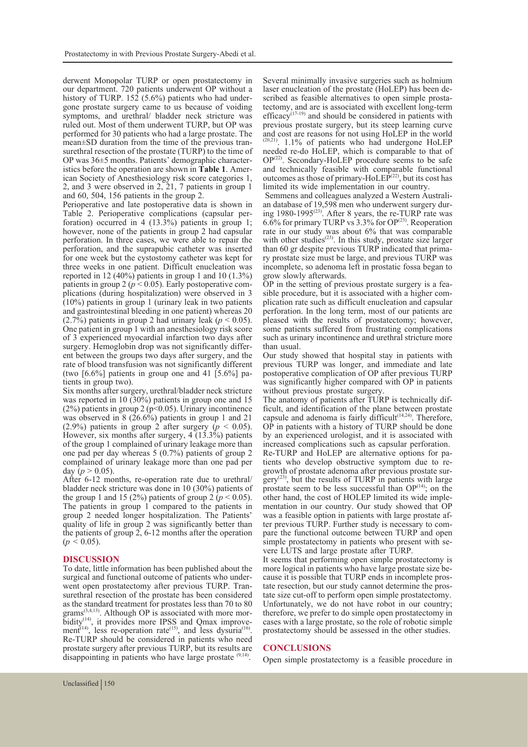derwent Monopolar TURP or open prostatectomy in our department. 720 patients underwent OP without a history of TURP. 152 (5.6%) patients who had undergone prostate surgery came to us because of voiding symptoms, and urethral/ bladder neck stricture was ruled out. Most of them underwent TURP, but OP was performed for 30 patients who had a large prostate. The mean±SD duration from the time of the previous transurethral resection of the prostate (TURP) to the time of OP was 36±5 months. Patients' demographic characteristics before the operation are shown in **Table 1**. American Society of Anesthesiology risk score categories 1, 2, and 3 were observed in 2, 21, 7 patients in group 1 and 60, 504, 156 patients in the group 2.

Perioperative and late postoperative data is shown in Table 2. Perioperative complications (capsular perforation) occurred in 4 (13.3%) patients in group 1; however, none of the patients in group 2 had capsular perforation. In three cases, we were able to repair the perforation, and the suprapubic catheter was inserted for one week but the cystostomy catheter was kept for three weeks in one patient. Difficult enucleation was reported in 12 (40%) patients in group 1 and 10 (1.3%) patients in group 2 ($p < 0.05$). Early postoperative complications (during hospitalization) were observed in 3 (10%) patients in group 1 (urinary leak in two patients and gastrointestinal bleeding in one patient) whereas 20 (2.7%) patients in group 2 had urinary leak ($p < 0.05$). One patient in group 1 with an anesthesiology risk score of 3 experienced myocardial infarction two days after surgery. Hemoglobin drop was not significantly different between the groups two days after surgery, and the rate of blood transfusion was not significantly different (two [6.6%] patients in group one and 41 [5.6%] patients in group two).

Six months after surgery, urethral/bladder neck stricture was reported in 10 (30%) patients in group one and 15 (2%) patients in group 2 ($p<0.05$). Urinary incontinence was observed in 8 (26.6%) patients in group 1 and 21 (2.9%) patients in group 2 after surgery ($p < 0.05$). However, six months after surgery, 4 (13.3%) patients of the group 1 complained of urinary leakage more than one pad per day whereas 5 (0.7%) patients of group 2 complained of urinary leakage more than one pad per day ($p > 0.05$).

After 6-12 months, re-operation rate due to urethral/ bladder neck stricture was done in 10 (30%) patients of the group 1 and 15 (2%) patients of group 2 ($p < 0.05$). The patients in group 1 compared to the patients in group 2 needed longer hospitalization. The Patients' quality of life in group 2 was significantly better than the patients of group 2, 6-12 months after the operation ($p < 0.05$).

## DISCUSSION

To date, little information has been published about the surgical and functional outcome of patients who underwent open prostatectomy after previous TURP. Transurethral resection of the prostate has been considered as the standard treatment for prostates less than 70 to 80 grams[3,4,13]. Although OP is associated with more morbidity[14], it provides more IPSS and Qmax improvement[14], less re-operation rate[15], and less dysuria[16]. Re-TURP should be considered in patients who need prostate surgery after previous TURP, but its results are disappointing in patients who have large prostate [9,14].

Several minimally invasive surgeries such as holmium laser enucleation of the prostate (HoLEP) has been described as feasible alternatives to open simple prostatectomy, and are is associated with excellent long-term efficacy[17-19] and should be considered in patients with previous prostate surgery, but its steep learning curve and cost are reasons for not using HoLEP in the world [20,21]. 1.1% of patients who had undergone HoLEP needed re-do HoLEP, which is comparable to that of OP[22]. Secondary-HoLEP procedure seems to be safe and technically feasible with comparable functional outcomes as those of primary-HoLEP[22], but its cost has limited its wide implementation in our country.

Semmens and colleagues analyzed a Western Australian database of 19,598 men who underwent surgery during 1980-1995[23]. After 8 years, the re-TURP rate was 6.6% for primary TURP vs 3.3% for OP[23]. Reoperation rate in our study was about 6% that was comparable with other studies[23]. In this study, prostate size larger than 60 gr despite previous TURP indicated that primary prostate size must be large, and previous TURP was incomplete, so adenoma left in prostatic fossa began to grow slowly afterwards.

OP in the setting of previous prostate surgery is a feasible procedure, but it is associated with a higher complication rate such as difficult enucleation and capsular perforation. In the long term, most of our patients are pleased with the results of prostatectomy; however, some patients suffered from frustrating complications such as urinary incontinence and urethral stricture more than usual.

Our study showed that hospital stay in patients with previous TURP was longer, and immediate and late postoperative complication of OP after previous TURP was significantly higher compared with OP in patients without previous prostate surgery.

The anatomy of patients after TURP is technically difficult, and identification of the plane between prostate capsule and adenoma is fairly difficult[14,24]. Therefore, OP in patients with a history of TURP should be done by an experienced urologist, and it is associated with increased complications such as capsular perforation.

Re-TURP and HoLEP are alternative options for patients who develop obstructive symptom due to regrowth of prostate adenoma after previous prostate surgery[23], but the results of TURP in patients with large prostate seem to be less successful than OP[14]; on the other hand, the cost of HOLEP limited its wide implementation in our country. Our study showed that OP was a feasible option in patients with large prostate after previous TURP. Further study is necessary to compare the functional outcome between TURP and open simple prostatectomy in patients who present with severe LUTS and large prostate after TURP.

It seems that performing open simple prostatectomy is more logical in patients who have large prostate size because it is possible that TURP ends in incomplete prostate resection, but our study cannot determine the prostate size cut-off to perform open simple prostatectomy. Unfortunately, we do not have robot in our country; therefore, we prefer to do simple open prostatectomy in cases with a large prostate, so the role of robotic simple prostatectomy should be assessed in the other studies.

## CONCLUSIONS

Open simple prostatectomy is a feasible procedure in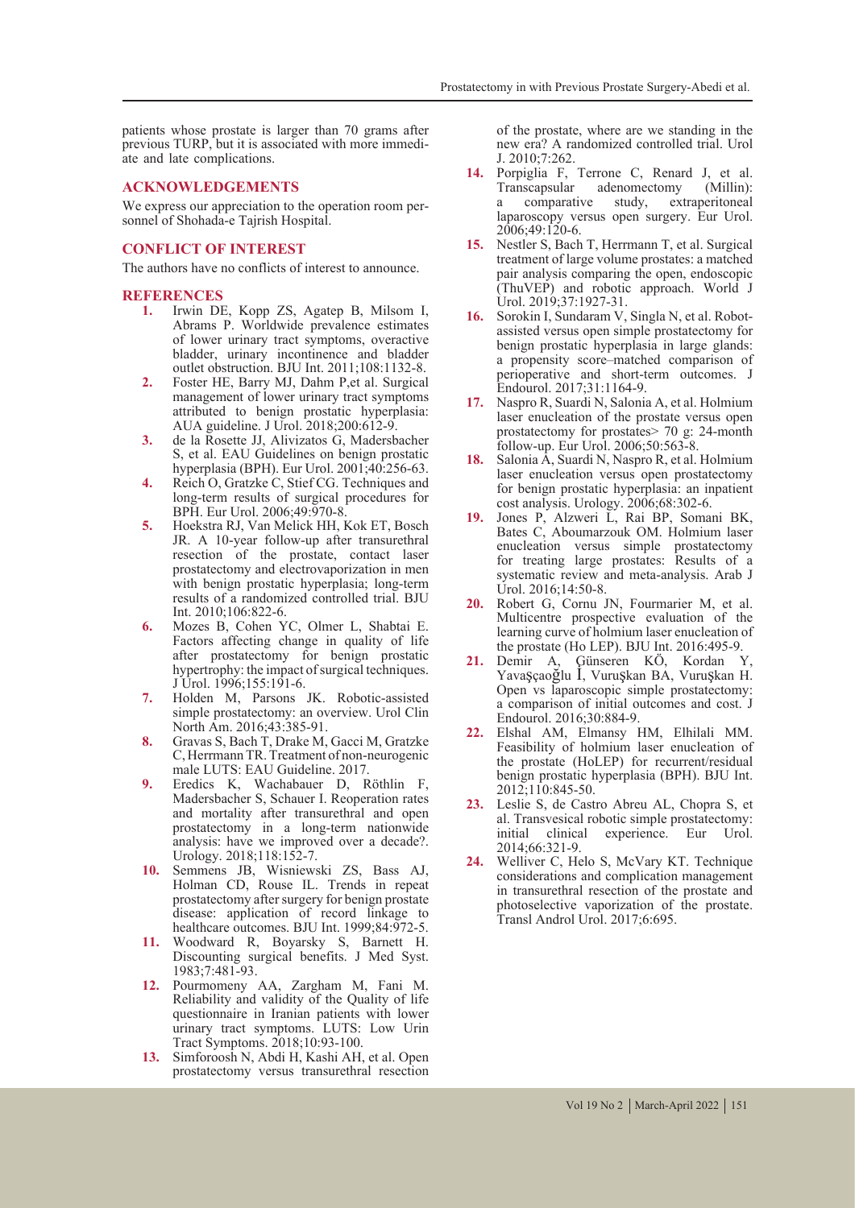patients whose prostate is larger than 70 grams after previous TURP, but it is associated with more immediate and late complications.

## ACKNOWLEDGEMENTS

We express our appreciation to the operation room personnel of Shohada-e Tajrish Hospital.

## CONFLICT OF INTEREST

The authors have no conflicts of interest to announce.

## REFERENCES

1. Irwin DE, Kopp ZS, Agatep B, Milsom I, Abrams P. Worldwide prevalence estimates of lower urinary tract symptoms, overactive bladder, urinary incontinence and bladder outlet obstruction. BJU Int. 2011;108:1132-8.
2. Foster HE, Barry MJ, Dahm P,et al. Surgical management of lower urinary tract symptoms attributed to benign prostatic hyperplasia: AUA guideline. J Urol. 2018;200:612-9.
3. de la Rosette JJ, Alivizatos G, Madersbacher S, et al. EAU Guidelines on benign prostatic hyperplasia (BPH). Eur Urol. 2001;40:256-63.
4. Reich O, Gratzke C, Stief CG. Techniques and long-term results of surgical procedures for BPH. Eur Urol. 2006;49:970-8.
5. Hoekstra RJ, Van Melick HH, Kok ET, Bosch JR. A 10-year follow-up after transurethral resection of the prostate, contact laser prostatectomy and electrovaporization in men with benign prostatic hyperplasia; long-term results of a randomized controlled trial. BJU Int. 2010;106:822-6.
6. Mozes B, Cohen YC, Olmer L, Shabtai E. Factors affecting change in quality of life after prostatectomy for benign prostatic hypertrophy: the impact of surgical techniques. J Urol. 1996;155:191-6.
7. Holden M, Parsons JK. Robotic-assisted simple prostatectomy: an overview. Urol Clin North Am. 2016;43:385-91.
8. Gravas S, Bach T, Drake M, Gacci M, Gratzke C, Herrmann TR. Treatment of non-neurogenic male LUTS: EAU Guideline. 2017.
9. Eredics K, Wachabauer D, Röthlin F, Madersbacher S, Schauer I. Reoperation rates and mortality after transurethral and open prostatectomy in a long-term nationwide analysis: have we improved over a decade?. Urology. 2018;118:152-7.
10. Semmens JB, Wisniewski ZS, Bass AJ, Holman CD, Rouse IL. Trends in repeat prostatectomy after surgery for benign prostate disease: application of record linkage to healthcare outcomes. BJU Int. 1999;84:972-5.
11. Woodward R, Boyarsky S, Barnett H. Discounting surgical benefits. J Med Syst. 1983;7:481-93.
12. Pourmomeny AA, Zargham M, Fani M. Reliability and validity of the Quality of life questionnaire in Iranian patients with lower urinary tract symptoms. LUTS: Low Urin Tract Symptoms. 2018;10:93-100.
13. Simforoosh N, Abdi H, Kashi AH, et al. Open prostatectomy versus transurethral resection of the prostate, where are we standing in the new era? A randomized controlled trial. Urol J. 2010;7:262.
14. Porpiglia F, Terrone C, Renard J, et al. Transcapsular adenomectomy (Millin): a comparative study, extraperitoneal laparoscopy versus open surgery. Eur Urol. 2006;49:120-6.
15. Nestler S, Bach T, Herrmann T, et al. Surgical treatment of large volume prostates: a matched pair analysis comparing the open, endoscopic (ThuVEP) and robotic approach. World J Urol. 2019;37:1927-31.
16. Sorokin I, Sundaram V, Singla N, et al. Robot-assisted versus open simple prostatectomy for benign prostatic hyperplasia in large glands: a propensity score–matched comparison of perioperative and short-term outcomes. J Endourol. 2017;31:1164-9.
17. Naspro R, Suardi N, Salonia A, et al. Holmium laser enucleation of the prostate versus open prostatectomy for prostates> 70 g: 24-month follow-up. Eur Urol. 2006;50:563-8.
18. Salonia A, Suardi N, Naspro R, et al. Holmium laser enucleation versus open prostatectomy for benign prostatic hyperplasia: an inpatient cost analysis. Urology. 2006;68:302-6.
19. Jones P, Alzweri L, Rai BP, Somani BK, Bates C, Aboumarzouk OM. Holmium laser enucleation versus simple prostatectomy for treating large prostates: Results of a systematic review and meta-analysis. Arab J Urol. 2016;14:50-8.
20. Robert G, Cornu JN, Fourmarier M, et al. Multicentre prospective evaluation of the learning curve of holmium laser enucleation of the prostate (Ho LEP). BJU Int. 2016:495-9.
21. Demir A, Günseren KÖ, Kordan Y, Yavaşçaoğlu İ, Vuruşkan BA, Vuruşkan H. Open vs laparoscopic simple prostatectomy: a comparison of initial outcomes and cost. J Endourol. 2016;30:884-9.
22. Elshal AM, Elmansy HM, Elhilali MM. Feasibility of holmium laser enucleation of the prostate (HoLEP) for recurrent/residual benign prostatic hyperplasia (BPH). BJU Int. 2012;110:845-50.
23. Leslie S, de Castro Abreu AL, Chopra S, et al. Transvesical robotic simple prostatectomy: initial clinical experience. Eur Urol. 2014;66:321-9.
24. Welliver C, Helo S, McVary KT. Technique considerations and complication management in transurethral resection of the prostate and photoselective vaporization of the prostate. Transl Androl Urol. 2017;6:695.